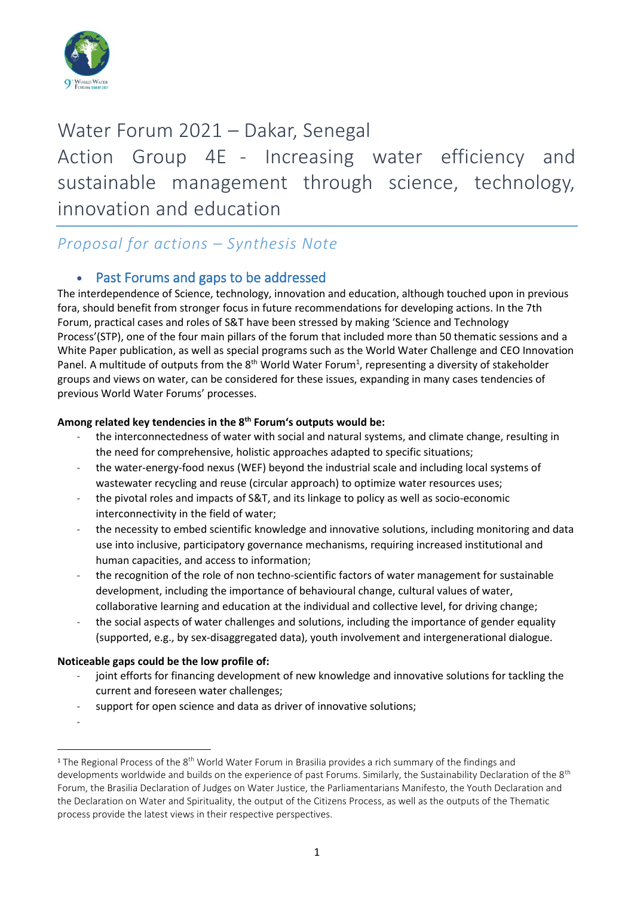# Water Forum 2021 – Dakar, Senegal

# Action Group 4E - Increasing water efficiency and sustainable management through science, technology, innovation and education

## *Proposal for actions – Synthesis Note*

### • Past Forums and gaps to be addressed

The interdependence of Science, technology, innovation and education, although touched upon in previous fora, should benefit from stronger focus in future recommendations for developing actions. In the 7th Forum, practical cases and roles of S&T have been stressed by making 'Science and Technology Process'(STP), one of the four main pillars of the forum that included more than 50 thematic sessions and a White Paper publication, as well as special programs such as the World Water Challenge and CEO Innovation Panel. A multitude of outputs from the 8th World Water Forum[1], representing a diversity of stakeholder groups and views on water, can be considered for these issues, expanding in many cases tendencies of previous World Water Forums' processes.

**Among related key tendencies in the 8th Forum's outputs would be:**

- the interconnectedness of water with social and natural systems, and climate change, resulting in the need for comprehensive, holistic approaches adapted to specific situations;
- the water-energy-food nexus (WEF) beyond the industrial scale and including local systems of wastewater recycling and reuse (circular approach) to optimize water resources uses;
- the pivotal roles and impacts of S&T, and its linkage to policy as well as socio-economic interconnectivity in the field of water;
- the necessity to embed scientific knowledge and innovative solutions, including monitoring and data use into inclusive, participatory governance mechanisms, requiring increased institutional and human capacities, and access to information;
- the recognition of the role of non techno-scientific factors of water management for sustainable development, including the importance of behavioural change, cultural values of water, collaborative learning and education at the individual and collective level, for driving change;
- the social aspects of water challenges and solutions, including the importance of gender equality (supported, e.g., by sex-disaggregated data), youth involvement and intergenerational dialogue.

**Noticeable gaps could be the low profile of:**

- joint efforts for financing development of new knowledge and innovative solutions for tackling the current and foreseen water challenges;
- support for open science and data as driver of innovative solutions;
-

[1] The Regional Process of the 8th World Water Forum in Brasilia provides a rich summary of the findings and developments worldwide and builds on the experience of past Forums. Similarly, the Sustainability Declaration of the 8th Forum, the Brasilia Declaration of Judges on Water Justice, the Parliamentarians Manifesto, the Youth Declaration and the Declaration on Water and Spirituality, the output of the Citizens Process, as well as the outputs of the Thematic process provide the latest views in their respective perspectives.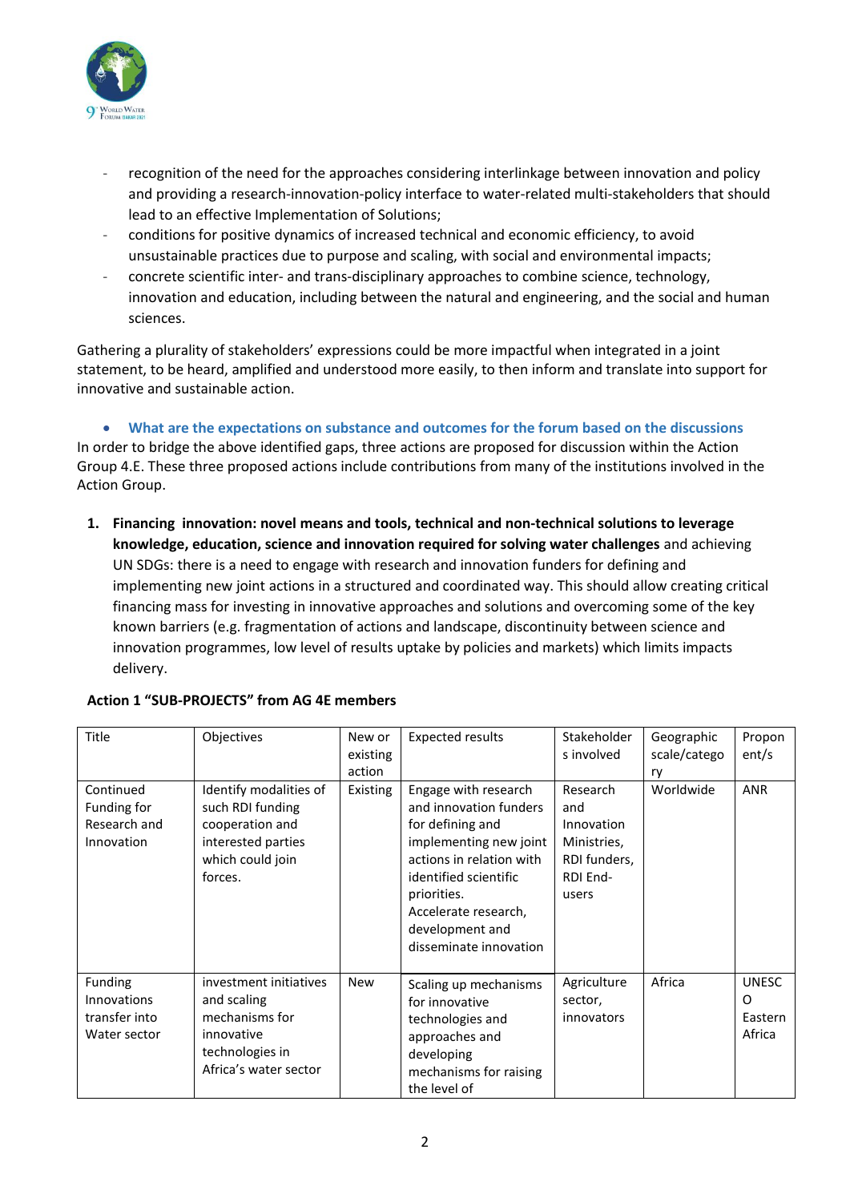- recognition of the need for the approaches considering interlinkage between innovation and policy and providing a research-innovation-policy interface to water-related multi-stakeholders that should lead to an effective Implementation of Solutions;
- conditions for positive dynamics of increased technical and economic efficiency, to avoid unsustainable practices due to purpose and scaling, with social and environmental impacts;
- concrete scientific inter- and trans-disciplinary approaches to combine science, technology, innovation and education, including between the natural and engineering, and the social and human sciences.

Gathering a plurality of stakeholders' expressions could be more impactful when integrated in a joint statement, to be heard, amplified and understood more easily, to then inform and translate into support for innovative and sustainable action.

- **What are the expectations on substance and outcomes for the forum based on the discussions**

In order to bridge the above identified gaps, three actions are proposed for discussion within the Action Group 4.E. These three proposed actions include contributions from many of the institutions involved in the Action Group.

1. **Financing innovation: novel means and tools, technical and non-technical solutions to leverage knowledge, education, science and innovation required for solving water challenges** and achieving UN SDGs: there is a need to engage with research and innovation funders for defining and implementing new joint actions in a structured and coordinated way. This should allow creating critical financing mass for investing in innovative approaches and solutions and overcoming some of the key known barriers (e.g. fragmentation of actions and landscape, discontinuity between science and innovation programmes, low level of results uptake by policies and markets) which limits impacts delivery.

**Action 1 "SUB-PROJECTS" from AG 4E members**

| Title | Objectives | New or existing action | Expected results | Stakeholders involved | Geographic scale/category | Proponent/s |
|---|---|---|---|---|---|---|
| Continued Funding for Research and Innovation | Identify modalities of such RDI funding cooperation and interested parties which could join forces. | Existing | Engage with research and innovation funders for defining and implementing new joint actions in relation with identified scientific priorities. Accelerate research, development and disseminate innovation | Research and Innovation Ministries, RDI funders, RDI End-users | Worldwide | ANR |
| Funding Innovations transfer into Water sector | investment initiatives and scaling mechanisms for innovative technologies in Africa's water sector | New | Scaling up mechanisms for innovative technologies and approaches and developing mechanisms for raising the level of | Agriculture sector, innovators | Africa | UNESCO Eastern Africa |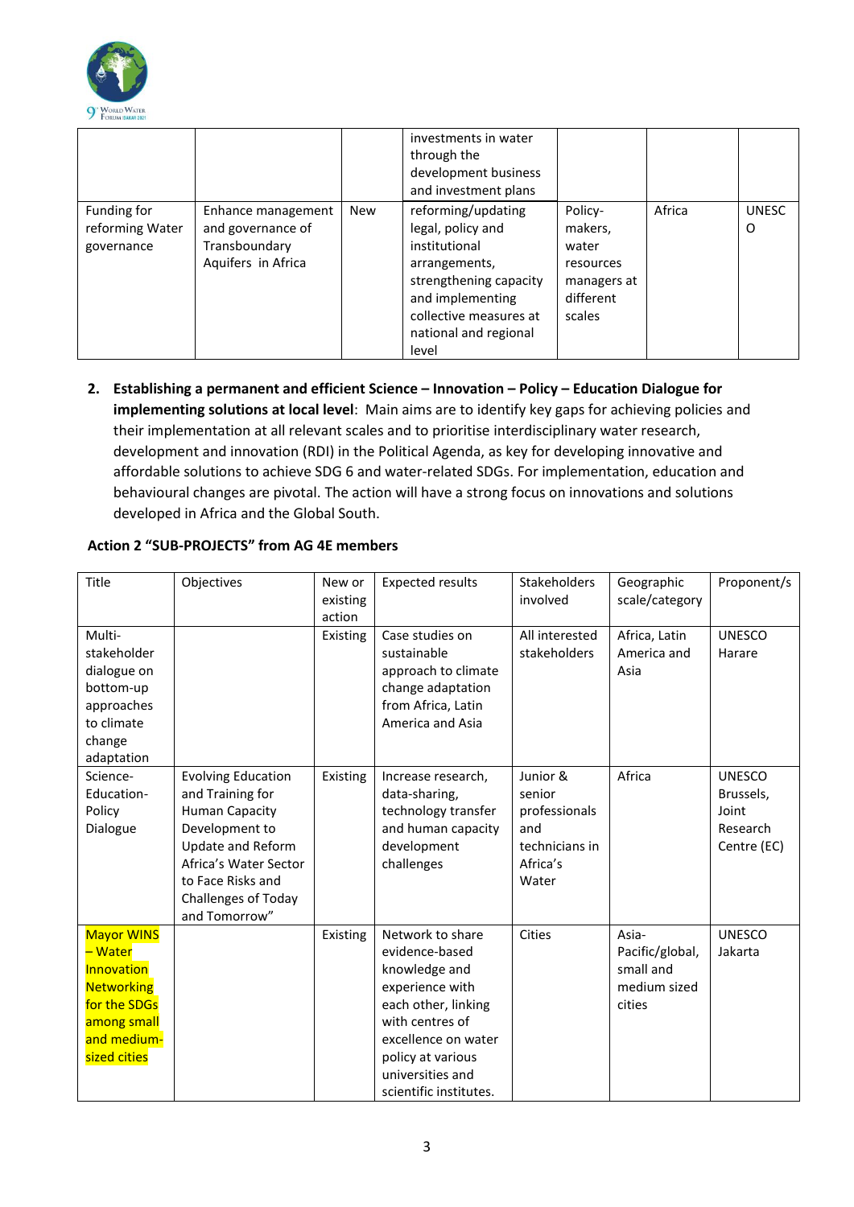| | | | investments in water through the development business and investment plans | | | |
|---|---|---|---|---|---|---|
| Funding for reforming Water governance | Enhance management and governance of Transboundary Aquifers in Africa | New | reforming/updating legal, policy and institutional arrangements, strengthening capacity and implementing collective measures at national and regional level | Policy-makers, water resources managers at different scales | Africa | UNESCO |

2. **Establishing a permanent and efficient Science – Innovation – Policy – Education Dialogue for implementing solutions at local level**: Main aims are to identify key gaps for achieving policies and their implementation at all relevant scales and to prioritise interdisciplinary water research, development and innovation (RDI) in the Political Agenda, as key for developing innovative and affordable solutions to achieve SDG 6 and water-related SDGs. For implementation, education and behavioural changes are pivotal. The action will have a strong focus on innovations and solutions developed in Africa and the Global South.

**Action 2 "SUB-PROJECTS" from AG 4E members**

| Title | Objectives | New or existing action | Expected results | Stakeholders involved | Geographic scale/category | Proponent/s |
|---|---|---|---|---|---|---|
| Multi-stakeholder dialogue on bottom-up approaches to climate change adaptation | | Existing | Case studies on sustainable approach to climate change adaptation from Africa, Latin America and Asia | All interested stakeholders | Africa, Latin America and Asia | UNESCO Harare |
| Science-Education-Policy Dialogue | Evolving Education and Training for Human Capacity Development to Update and Reform Africa's Water Sector to Face Risks and Challenges of Today and Tomorrow" | Existing | Increase research, data-sharing, technology transfer and human capacity development challenges | Junior & senior professionals and technicians in Africa's Water | Africa | UNESCO Brussels, Joint Research Centre (EC) |
| Mayor WINS – Water Innovation Networking for the SDGs among small and medium-sized cities | | Existing | Network to share evidence-based knowledge and experience with each other, linking with centres of excellence on water policy at various universities and scientific institutes. | Cities | Asia-Pacific/global, small and medium sized cities | UNESCO Jakarta |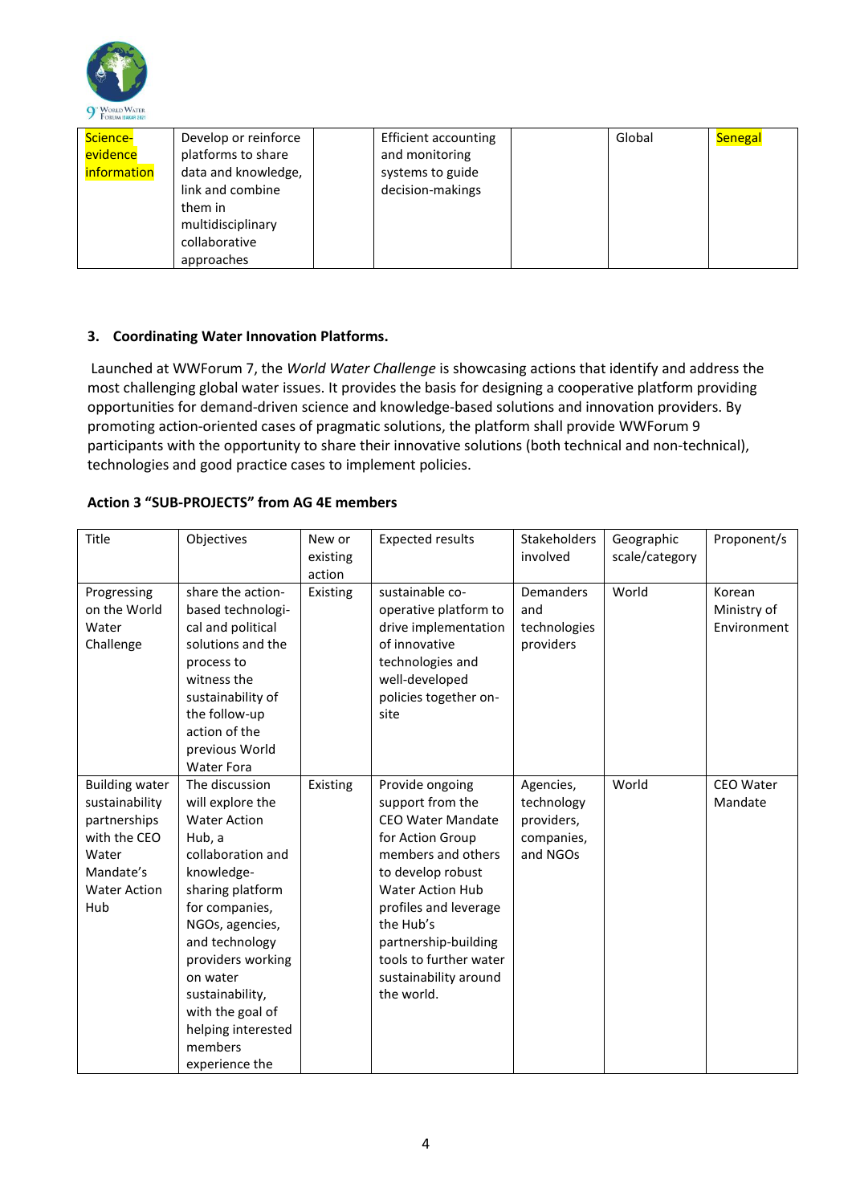| Science-evidence information | Develop or reinforce platforms to share data and knowledge, link and combine them in multidisciplinary collaborative approaches | | Efficient accounting and monitoring systems to guide decision-makings | | Global | Senegal |
|---|---|---|---|---|---|---|

### 3. Coordinating Water Innovation Platforms.

Launched at WWForum 7, the *World Water Challenge* is showcasing actions that identify and address the most challenging global water issues. It provides the basis for designing a cooperative platform providing opportunities for demand-driven science and knowledge-based solutions and innovation providers. By promoting action-oriented cases of pragmatic solutions, the platform shall provide WWForum 9 participants with the opportunity to share their innovative solutions (both technical and non-technical), technologies and good practice cases to implement policies.

**Action 3 "SUB-PROJECTS" from AG 4E members**

| Title | Objectives | New or existing action | Expected results | Stakeholders involved | Geographic scale/category | Proponent/s |
|---|---|---|---|---|---|---|
| Progressing on the World Water Challenge | share the action-based technological and political solutions and the process to witness the sustainability of the follow-up action of the previous World Water Fora | Existing | sustainable co-operative platform to drive implementation of innovative technologies and well-developed policies together on-site | Demanders and technologies providers | World | Korean Ministry of Environment |
| Building water sustainability partnerships with the CEO Water Mandate's Water Action Hub | The discussion will explore the Water Action Hub, a collaboration and knowledge-sharing platform for companies, NGOs, agencies, and technology providers working on water sustainability, with the goal of helping interested members experience the | Existing | Provide ongoing support from the CEO Water Mandate for Action Group members and others to develop robust Water Action Hub profiles and leverage the Hub's partnership-building tools to further water sustainability around the world. | Agencies, technology providers, companies, and NGOs | World | CEO Water Mandate |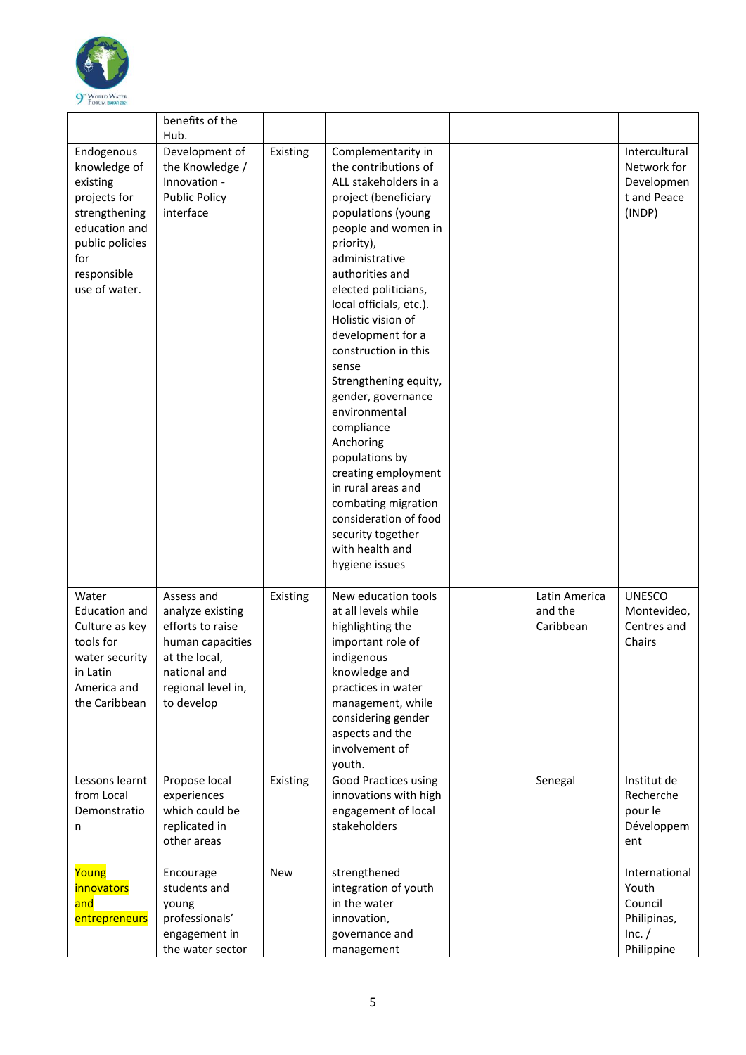| | | | | | | |
|---|---|---|---|---|---|---|
| | benefits of the Hub. | | | | | |
| Endogenous knowledge of existing projects for strengthening education and public policies for responsible use of water. | Development of the Knowledge / Innovation - Public Policy interface | Existing | Complementarity in the contributions of ALL stakeholders in a project (beneficiary populations (young people and women in priority), administrative authorities and elected politicians, local officials, etc.). Holistic vision of development for a construction in this sense Strengthening equity, gender, governance environmental compliance Anchoring populations by creating employment in rural areas and combating migration consideration of food security together with health and hygiene issues | | | Intercultural Network for Development and Peace (INDP) |
| Water Education and Culture as key tools for water security in Latin America and the Caribbean | Assess and analyze existing efforts to raise human capacities at the local, national and regional level in, to develop | Existing | New education tools at all levels while highlighting the important role of indigenous knowledge and practices in water management, while considering gender aspects and the involvement of youth. | | Latin America and the Caribbean | UNESCO Montevideo, Centres and Chairs |
| Lessons learnt from Local Demonstration | Propose local experiences which could be replicated in other areas | Existing | Good Practices using innovations with high engagement of local stakeholders | | Senegal | Institut de Recherche pour le Développement |
| Young innovators and entrepreneurs | Encourage students and young professionals' engagement in the water sector | New | strengthened integration of youth in the water innovation, governance and management | | | International Youth Council Philipinas, Inc. / Philippine |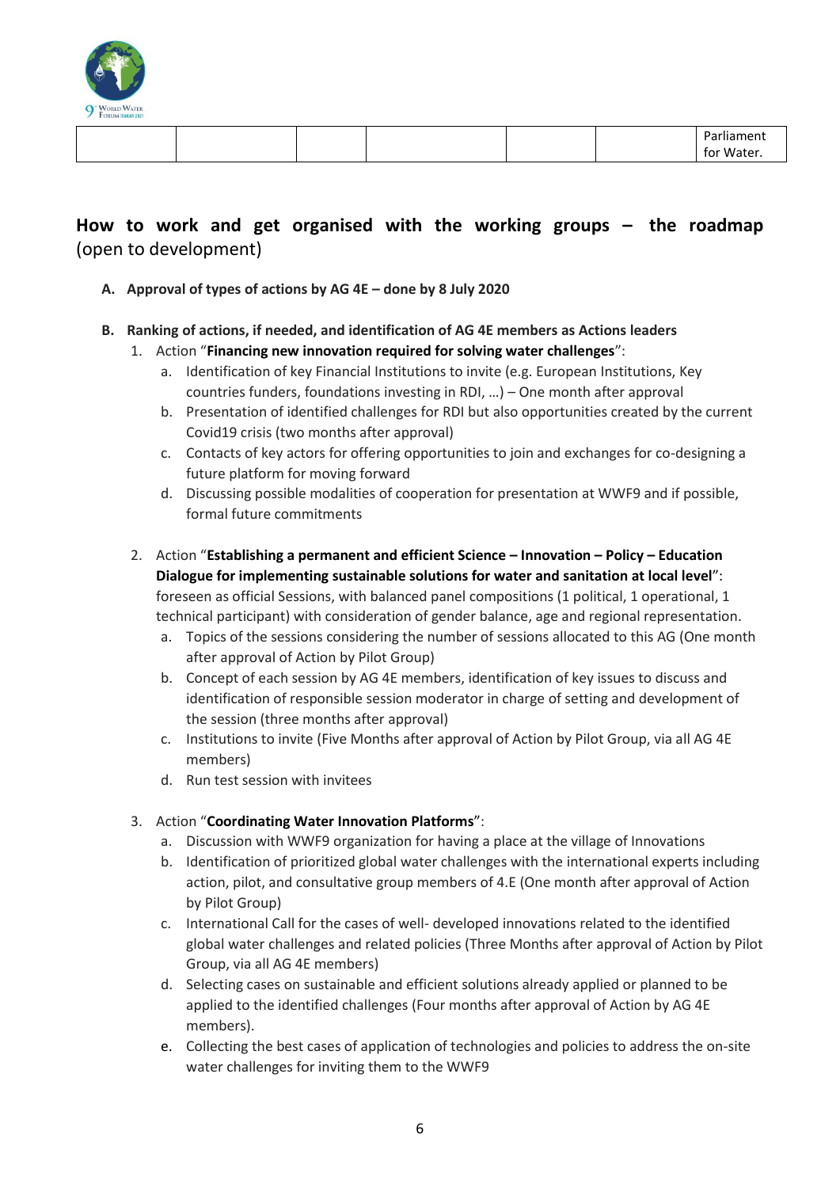| | | | | | | |
|---|---|---|---|---|---|---|
| | | | | | | Parliament for Water. |

## How to work and get organised with the working groups – the roadmap (open to development)

A. **Approval of types of actions by AG 4E – done by 8 July 2020**

B. **Ranking of actions, if needed, and identification of AG 4E members as Actions leaders**

1. Action "**Financing new innovation required for solving water challenges**":
   a. Identification of key Financial Institutions to invite (e.g. European Institutions, Key countries funders, foundations investing in RDI, …) – One month after approval
   b. Presentation of identified challenges for RDI but also opportunities created by the current Covid19 crisis (two months after approval)
   c. Contacts of key actors for offering opportunities to join and exchanges for co-designing a future platform for moving forward
   d. Discussing possible modalities of cooperation for presentation at WWF9 and if possible, formal future commitments

2. Action "**Establishing a permanent and efficient Science – Innovation – Policy – Education Dialogue for implementing sustainable solutions for water and sanitation at local level**": foreseen as official Sessions, with balanced panel compositions (1 political, 1 operational, 1 technical participant) with consideration of gender balance, age and regional representation.
   a. Topics of the sessions considering the number of sessions allocated to this AG (One month after approval of Action by Pilot Group)
   b. Concept of each session by AG 4E members, identification of key issues to discuss and identification of responsible session moderator in charge of setting and development of the session (three months after approval)
   c. Institutions to invite (Five Months after approval of Action by Pilot Group, via all AG 4E members)
   d. Run test session with invitees

3. Action "**Coordinating Water Innovation Platforms**":
   a. Discussion with WWF9 organization for having a place at the village of Innovations
   b. Identification of prioritized global water challenges with the international experts including action, pilot, and consultative group members of 4.E (One month after approval of Action by Pilot Group)
   c. International Call for the cases of well- developed innovations related to the identified global water challenges and related policies (Three Months after approval of Action by Pilot Group, via all AG 4E members)
   d. Selecting cases on sustainable and efficient solutions already applied or planned to be applied to the identified challenges (Four months after approval of Action by AG 4E members).
   e. Collecting the best cases of application of technologies and policies to address the on-site water challenges for inviting them to the WWF9